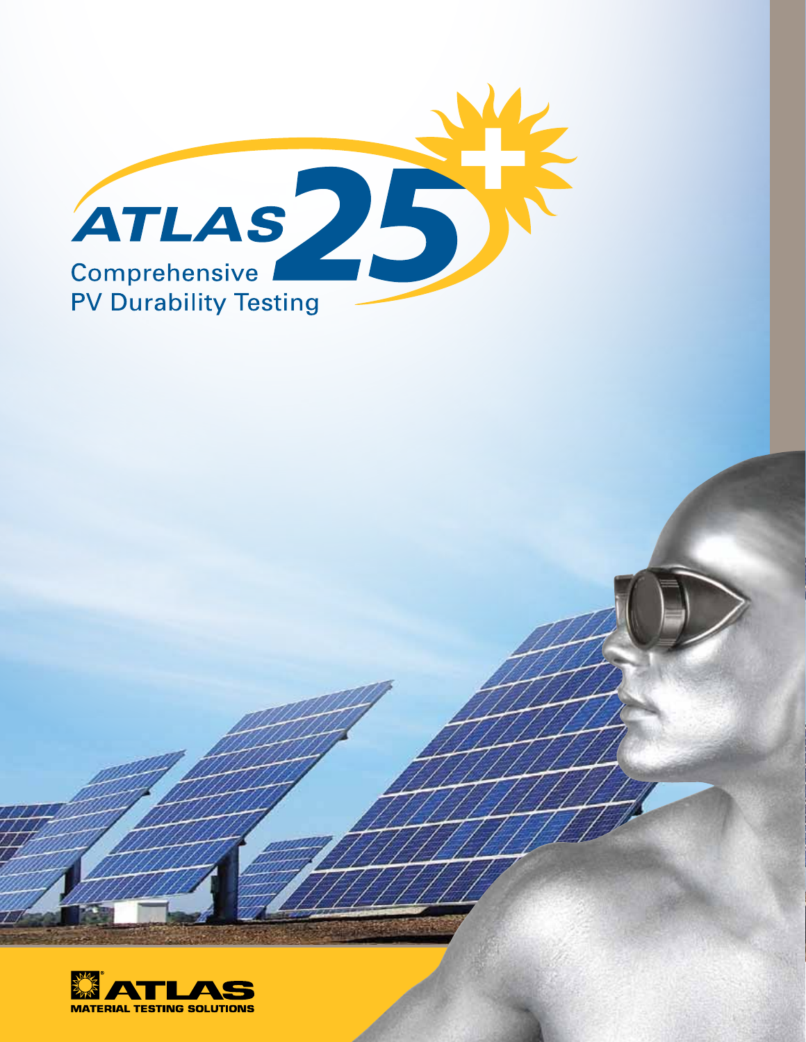# ATLAS 25+

## Comprehensive PV Durability Testing

**ATLAS**
MATERIAL TESTING SOLUTIONS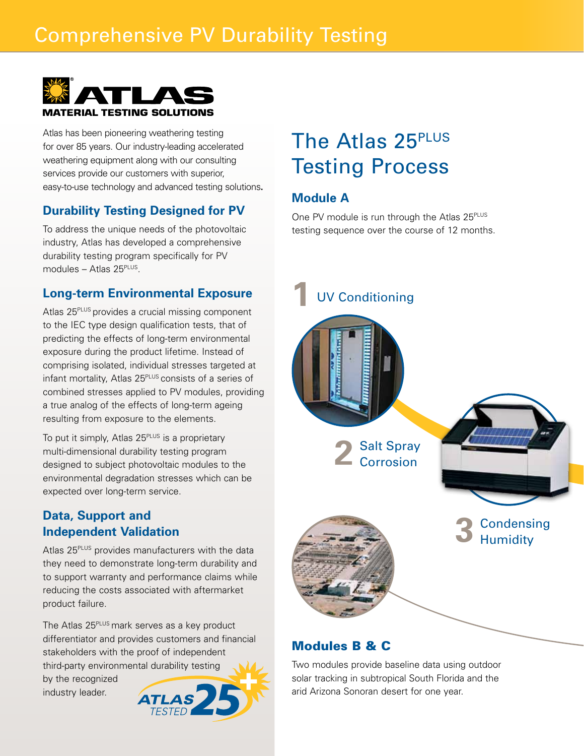# Comprehensive PV Durability Testing

**ATLAS**
**MATERIAL TESTING SOLUTIONS**

Atlas has been pioneering weathering testing for over 85 years. Our industry-leading accelerated weathering equipment along with our consulting services provide our customers with superior, easy-to-use technology and advanced testing solutions.

## Durability Testing Designed for PV

To address the unique needs of the photovoltaic industry, Atlas has developed a comprehensive durability testing program specifically for PV modules – Atlas 25PLUS.

## Long-term Environmental Exposure

Atlas 25PLUS provides a crucial missing component to the IEC type design qualification tests, that of predicting the effects of long-term environmental exposure during the product lifetime. Instead of comprising isolated, individual stresses targeted at infant mortality, Atlas 25PLUS consists of a series of combined stresses applied to PV modules, providing a true analog of the effects of long-term ageing resulting from exposure to the elements.

To put it simply, Atlas 25PLUS is a proprietary multi-dimensional durability testing program designed to subject photovoltaic modules to the environmental degradation stresses which can be expected over long-term service.

## Data, Support and Independent Validation

Atlas 25PLUS provides manufacturers with the data they need to demonstrate long-term durability and to support warranty and performance claims while reducing the costs associated with aftermarket product failure.

The Atlas 25PLUS mark serves as a key product differentiator and provides customers and financial stakeholders with the proof of independent third-party environmental durability testing by the recognized industry leader.

ATLAS TESTED 25+

# The Atlas 25PLUS Testing Process

## Module A

One PV module is run through the Atlas 25PLUS testing sequence over the course of 12 months.

1 UV Conditioning

2 Salt Spray Corrosion

3 Condensing Humidity

## Modules B & C

Two modules provide baseline data using outdoor solar tracking in subtropical South Florida and the arid Arizona Sonoran desert for one year.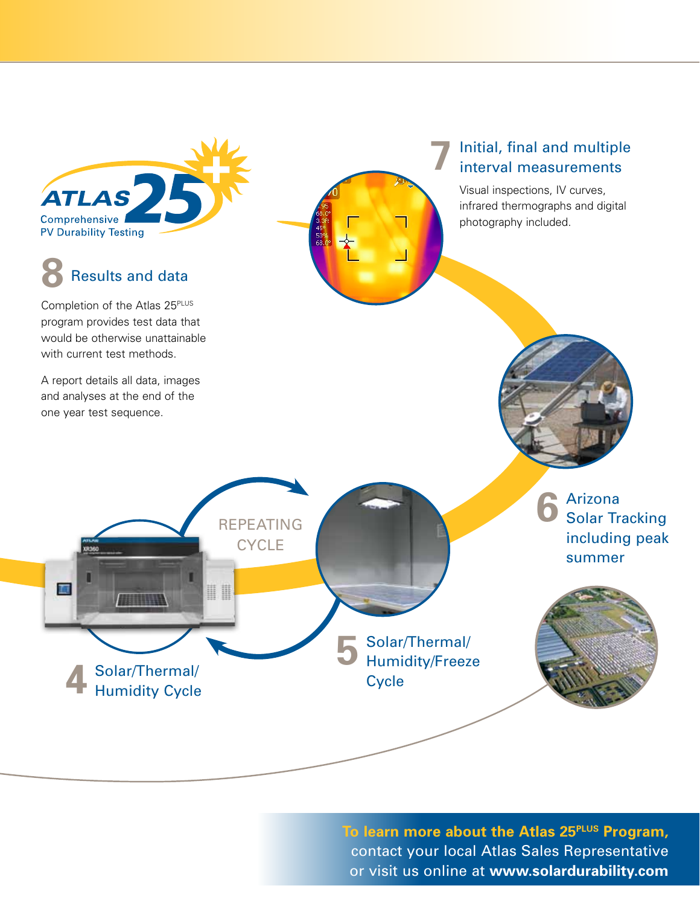**ATLAS 25** Comprehensive PV Durability Testing

## 7 Initial, final and multiple interval measurements

Visual inspections, IV curves, infrared thermographs and digital photography included.

## 8 Results and data

Completion of the Atlas 25PLUS program provides test data that would be otherwise unattainable with current test methods.

A report details all data, images and analyses at the end of the one year test sequence.

## 6 Arizona Solar Tracking including peak summer

REPEATING CYCLE

## 5 Solar/Thermal/Humidity/Freeze Cycle

## 4 Solar/Thermal/Humidity Cycle

**To learn more about the Atlas 25PLUS Program,** contact your local Atlas Sales Representative or visit us online at **www.solardurability.com**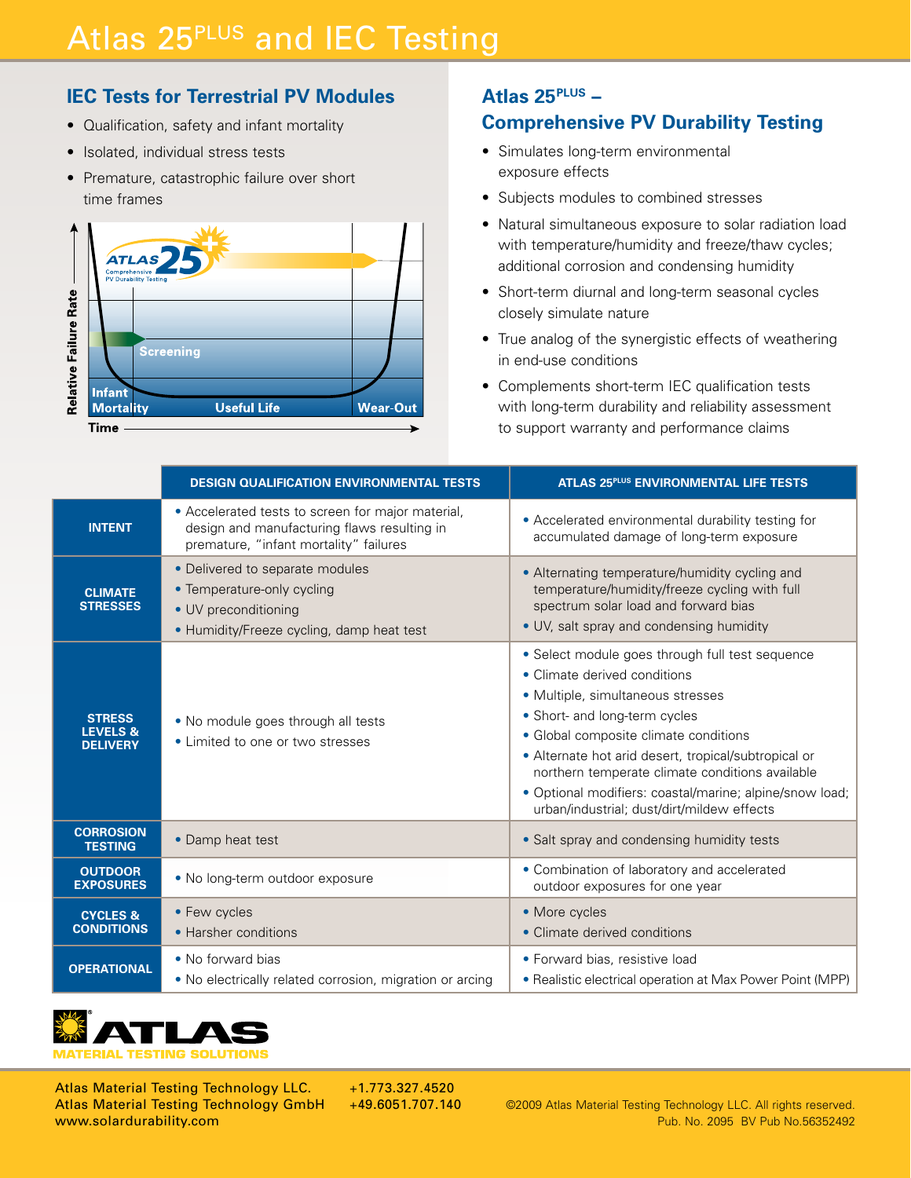# Atlas 25PLUS and IEC Testing

## IEC Tests for Terrestrial PV Modules

- Qualification, safety and infant mortality
- Isolated, individual stress tests
- Premature, catastrophic failure over short time frames

ATLAS 25
Comprehensive PV Durability Testing
Relative Failure Rate
Screening
Infant Mortality
Useful Life
Wear-Out
Time

## Atlas 25PLUS – Comprehensive PV Durability Testing

- Simulates long-term environmental exposure effects
- Subjects modules to combined stresses
- Natural simultaneous exposure to solar radiation load with temperature/humidity and freeze/thaw cycles; additional corrosion and condensing humidity
- Short-term diurnal and long-term seasonal cycles closely simulate nature
- True analog of the synergistic effects of weathering in end-use conditions
- Complements short-term IEC qualification tests with long-term durability and reliability assessment to support warranty and performance claims

| | DESIGN QUALIFICATION ENVIRONMENTAL TESTS | ATLAS 25PLUS ENVIRONMENTAL LIFE TESTS |
|---|---|---|
| **INTENT** | • Accelerated tests to screen for major material, design and manufacturing flaws resulting in premature, "infant mortality" failures | • Accelerated environmental durability testing for accumulated damage of long-term exposure |
| **CLIMATE STRESSES** | • Delivered to separate modules<br>• Temperature-only cycling<br>• UV preconditioning<br>• Humidity/Freeze cycling, damp heat test | • Alternating temperature/humidity cycling and temperature/humidity/freeze cycling with full spectrum solar load and forward bias<br>• UV, salt spray and condensing humidity |
| **STRESS LEVELS & DELIVERY** | • No module goes through all tests<br>• Limited to one or two stresses | • Select module goes through full test sequence<br>• Climate derived conditions<br>• Multiple, simultaneous stresses<br>• Short- and long-term cycles<br>• Global composite climate conditions<br>• Alternate hot arid desert, tropical/subtropical or northern temperate climate conditions available<br>• Optional modifiers: coastal/marine; alpine/snow load; urban/industrial; dust/dirt/mildew effects |
| **CORROSION TESTING** | • Damp heat test | • Salt spray and condensing humidity tests |
| **OUTDOOR EXPOSURES** | • No long-term outdoor exposure | • Combination of laboratory and accelerated outdoor exposures for one year |
| **CYCLES & CONDITIONS** | • Few cycles<br>• Harsher conditions | • More cycles<br>• Climate derived conditions |
| **OPERATIONAL** | • No forward bias<br>• No electrically related corrosion, migration or arcing | • Forward bias, resistive load<br>• Realistic electrical operation at Max Power Point (MPP) |

ATLAS
MATERIAL TESTING SOLUTIONS

Atlas Material Testing Technology LLC. +1.773.327.4520
Atlas Material Testing Technology GmbH +49.6051.707.140
www.solardurability.com

©2009 Atlas Material Testing Technology LLC. All rights reserved.
Pub. No. 2095 BV Pub No.56352492